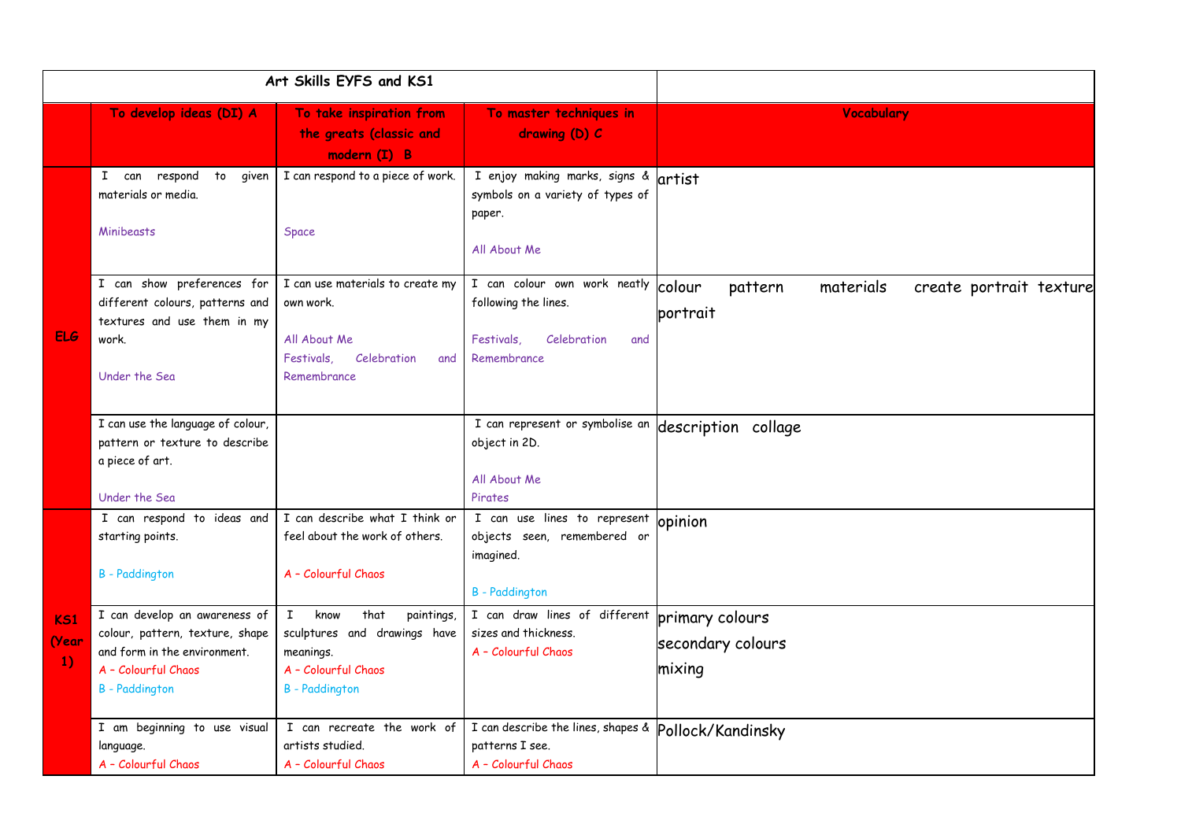| Art Skills EYFS and KS1 | | | | |
|---|---|---|---|---|
| | **To develop ideas (DI) A** | **To take inspiration from the greats (classic and modern (I) B** | **To master techniques in drawing (D) C** | **Vocabulary** |
| **ELG** | I can respond to given materials or media.<br><br>Minibeasts | I can respond to a piece of work.<br><br>Space | I enjoy making marks, signs & symbols on a variety of types of paper.<br><br>All About Me | artist |
| | I can show preferences for different colours, patterns and textures and use them in my work.<br><br>Under the Sea | I can use materials to create my own work.<br><br>All About Me<br>Festivals, Celebration and Remembrance | I can colour own work neatly following the lines.<br><br>Festivals, Celebration and Remembrance | colour pattern materials create portrait texture portrait |
| | I can use the language of colour, pattern or texture to describe a piece of art.<br><br>Under the Sea | | I can represent or symbolise an object in 2D.<br><br>All About Me<br>Pirates | description collage |
| **KS1 (Year 1)** | I can respond to ideas and starting points.<br><br>B - Paddington | I can describe what I think or feel about the work of others.<br><br>A – Colourful Chaos | I can use lines to represent objects seen, remembered or imagined.<br><br>B - Paddington | opinion |
| | I can develop an awareness of colour, pattern, texture, shape and form in the environment.<br>A – Colourful Chaos<br>B - Paddington | I know that paintings, sculptures and drawings have meanings.<br>A – Colourful Chaos<br>B - Paddington | I can draw lines of different sizes and thickness.<br>A – Colourful Chaos | primary colours<br>secondary colours<br>mixing |
| | I am beginning to use visual language.<br>A – Colourful Chaos | I can recreate the work of artists studied.<br>A – Colourful Chaos | I can describe the lines, shapes & patterns I see.<br>A – Colourful Chaos | Pollock/Kandinsky |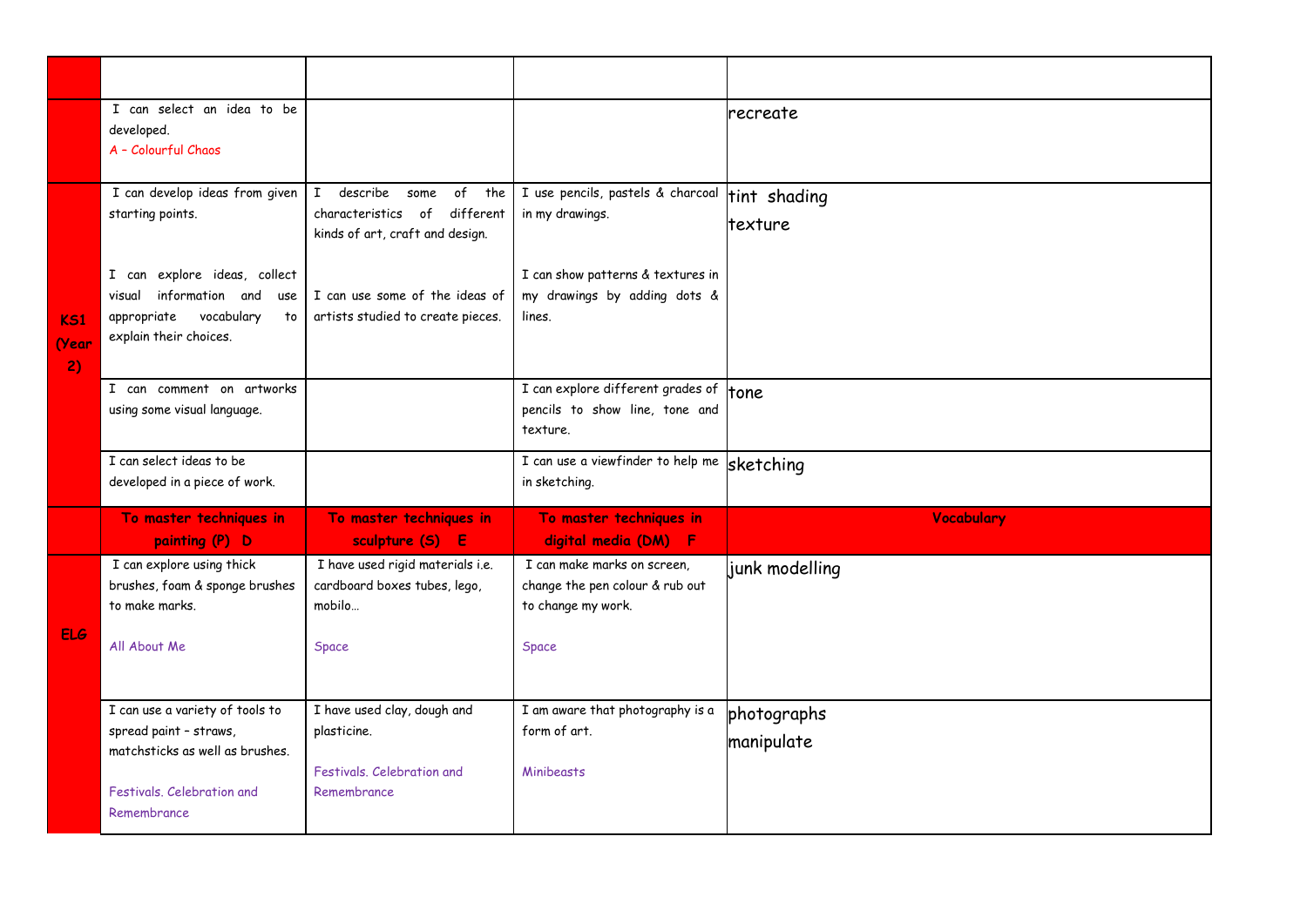| | | | | |
|---|---|---|---|---|
| | | | | |
| | I can select an idea to be developed.<br>A – Colourful Chaos | | | recreate |
| KS1 (Year 2) | I can develop ideas from given starting points.<br><br>I can explore ideas, collect visual information and use appropriate vocabulary to explain their choices. | I describe some of the characteristics of different kinds of art, craft and design.<br><br>I can use some of the ideas of artists studied to create pieces. | I use pencils, pastels & charcoal in my drawings.<br><br>I can show patterns & textures in my drawings by adding dots & lines. | tint shading<br>texture |
| | I can comment on artworks using some visual language. | | I can explore different grades of pencils to show line, tone and texture. | tone |
| | I can select ideas to be developed in a piece of work. | | I can use a viewfinder to help me in sketching. | sketching |
| | **To master techniques in painting (P) D** | **To master techniques in sculpture (S) E** | **To master techniques in digital media (DM) F** | **Vocabulary** |
| ELG | I can explore using thick brushes, foam & sponge brushes to make marks.<br><br>All About Me | I have used rigid materials i.e. cardboard boxes tubes, lego, mobilo…<br><br>Space | I can make marks on screen, change the pen colour & rub out to change my work.<br><br>Space | junk modelling |
| | I can use a variety of tools to spread paint – straws, matchsticks as well as brushes.<br><br>Festivals. Celebration and Remembrance | I have used clay, dough and plasticine.<br><br>Festivals. Celebration and Remembrance | I am aware that photography is a form of art.<br><br>Minibeasts | photographs<br>manipulate |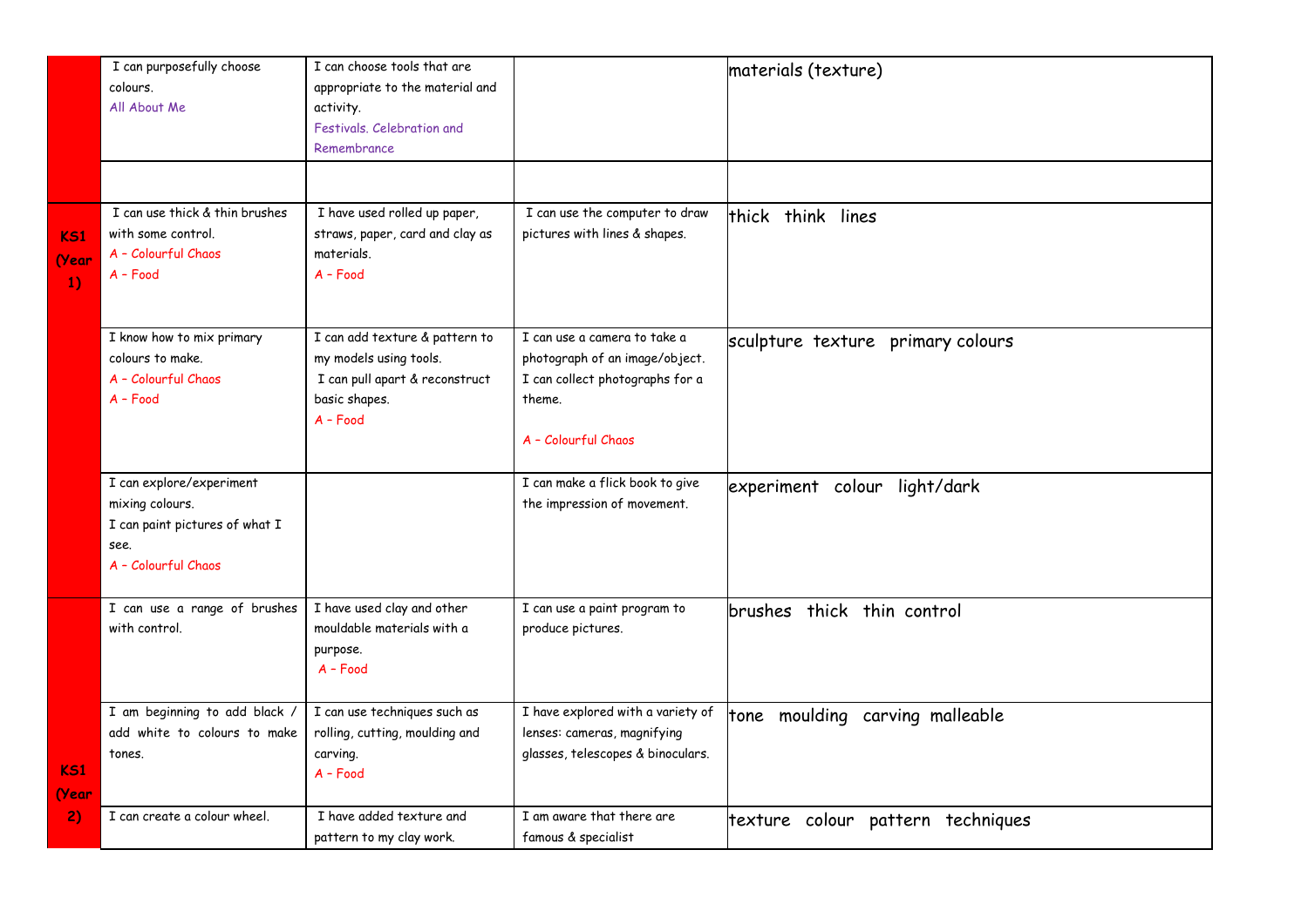|  |  |  |  |  |
|---|---|---|---|---|
|  | I can purposefully choose colours.<br>All About Me | I can choose tools that are appropriate to the material and activity.<br>Festivals, Celebration and Remembrance |  | materials (texture) |
|  |  |  |  |  |
| KS1 (Year 1) | I can use thick & thin brushes with some control.<br>A – Colourful Chaos<br>A – Food | I have used rolled up paper, straws, paper, card and clay as materials.<br>A – Food | I can use the computer to draw pictures with lines & shapes. | thick think lines |
|  | I know how to mix primary colours to make.<br>A – Colourful Chaos<br>A – Food | I can add texture & pattern to my models using tools.<br>I can pull apart & reconstruct basic shapes.<br>A – Food | I can use a camera to take a photograph of an image/object.<br>I can collect photographs for a theme.<br>A – Colourful Chaos | sculpture texture primary colours |
|  | I can explore/experiment mixing colours.<br>I can paint pictures of what I see.<br>A – Colourful Chaos |  | I can make a flick book to give the impression of movement. | experiment colour light/dark |
| KS1 (Year 2) | I can use a range of brushes with control. | I have used clay and other mouldable materials with a purpose.<br>A – Food | I can use a paint program to produce pictures. | brushes thick thin control |
|  | I am beginning to add black / add white to colours to make tones. | I can use techniques such as rolling, cutting, moulding and carving.<br>A – Food | I have explored with a variety of lenses: cameras, magnifying glasses, telescopes & binoculars. | tone moulding carving malleable |
|  | I can create a colour wheel. | I have added texture and pattern to my clay work. | I am aware that there are famous & specialist | texture colour pattern techniques |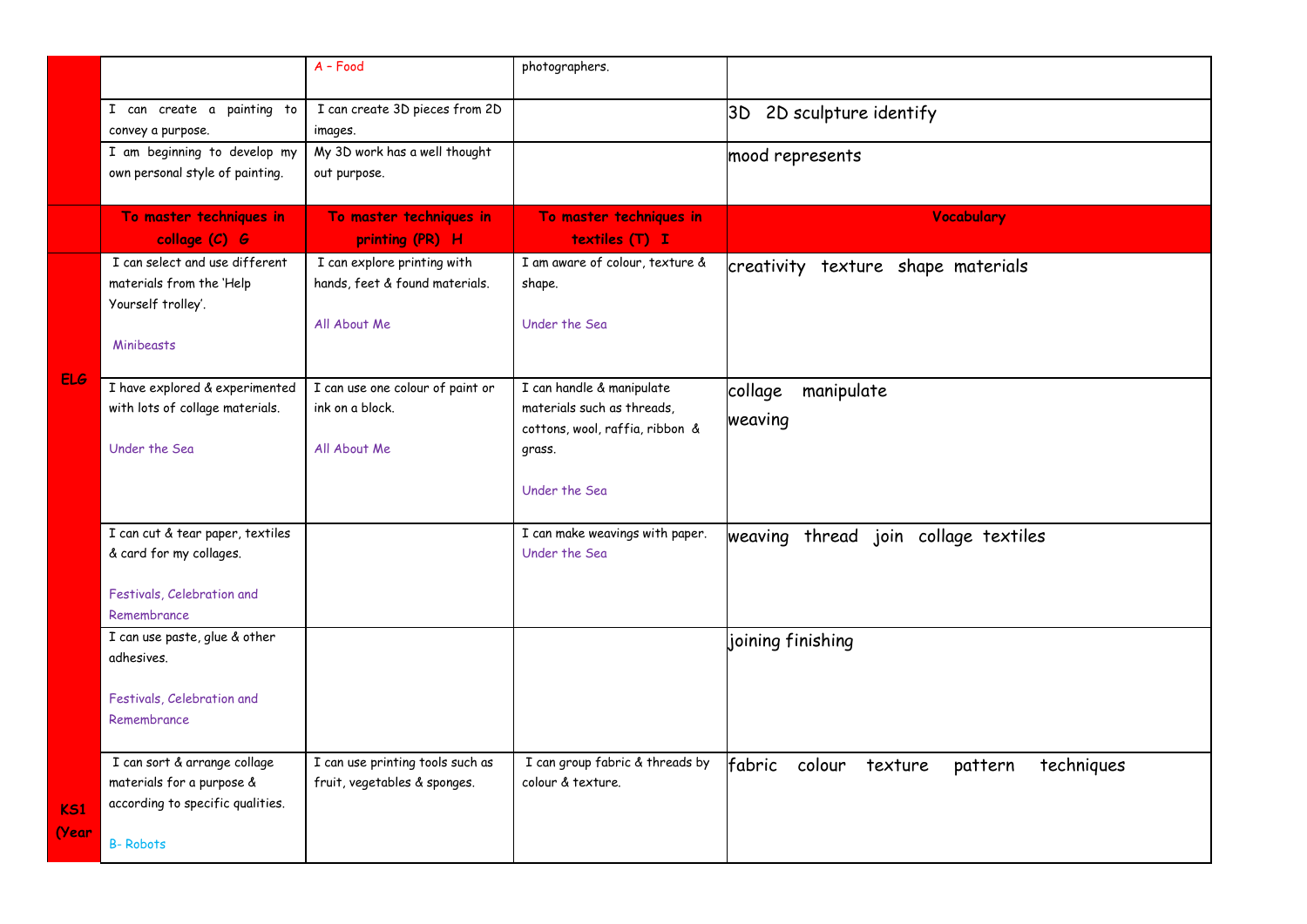| | | | | |
|---|---|---|---|---|
| | | A – Food | photographers. | |
| | I can create a painting to convey a purpose. | I can create 3D pieces from 2D images. | | 3D 2D sculpture identify |
| | I am beginning to develop my own personal style of painting. | My 3D work has a well thought out purpose. | | mood represents |
| | **To master techniques in collage (C) G** | **To master techniques in printing (PR) H** | **To master techniques in textiles (T) I** | **Vocabulary** |
| ELG | I can select and use different materials from the 'Help Yourself trolley'.<br><br>Minibeasts | I can explore printing with hands, feet & found materials.<br><br>All About Me | I am aware of colour, texture & shape.<br><br>Under the Sea | creativity texture shape materials |
| | I have explored & experimented with lots of collage materials.<br><br>Under the Sea | I can use one colour of paint or ink on a block.<br><br>All About Me | I can handle & manipulate materials such as threads, cottons, wool, raffia, ribbon & grass.<br><br>Under the Sea | collage manipulate<br>weaving |
| | I can cut & tear paper, textiles & card for my collages.<br><br>Festivals, Celebration and Remembrance | | I can make weavings with paper.<br>Under the Sea | weaving thread join collage textiles |
| | I can use paste, glue & other adhesives.<br><br>Festivals, Celebration and Remembrance | | | joining finishing |
| KS1 (Year | I can sort & arrange collage materials for a purpose & according to specific qualities.<br><br>B- Robots | I can use printing tools such as fruit, vegetables & sponges. | I can group fabric & threads by colour & texture. | fabric colour texture pattern techniques |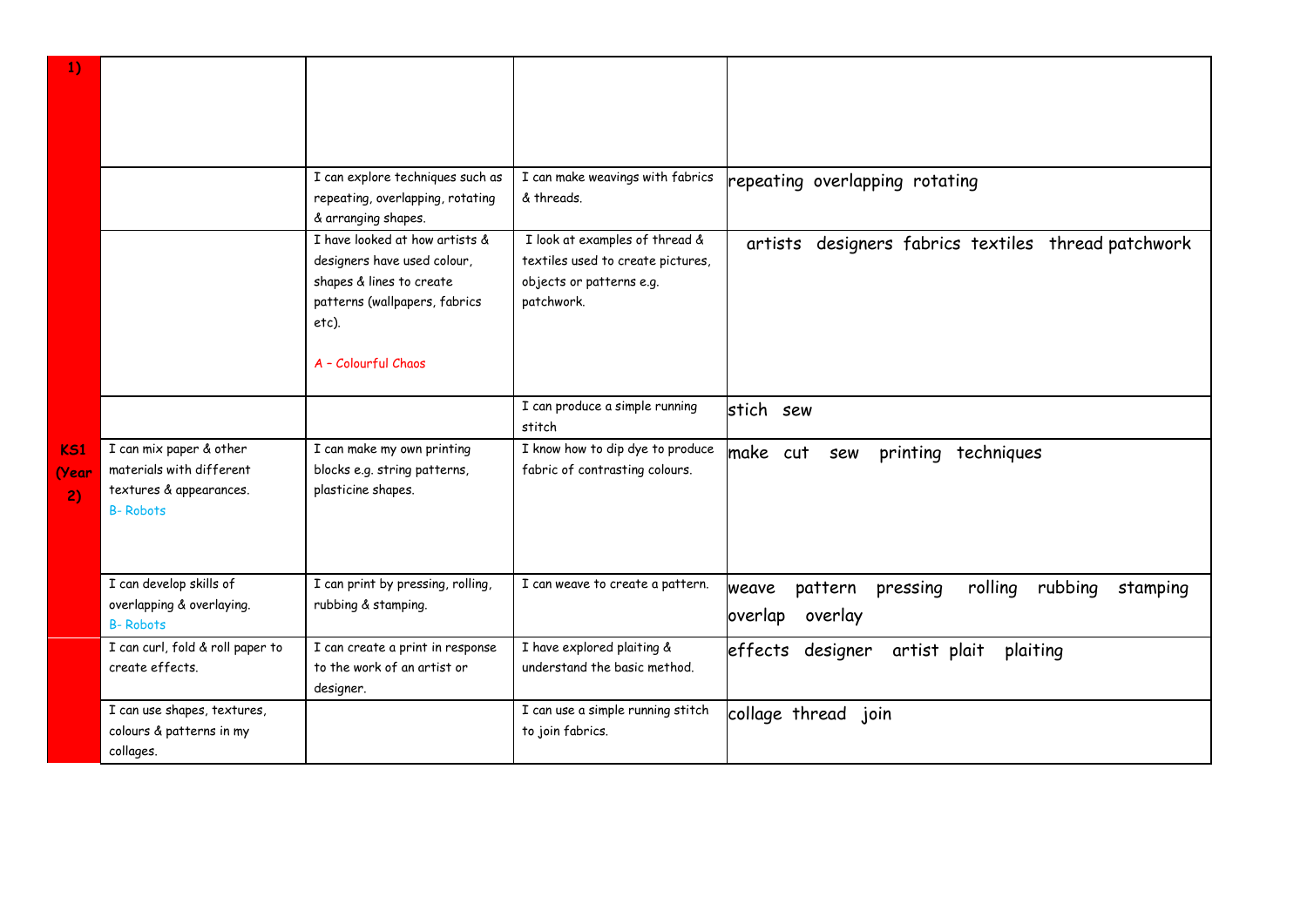| | | | | |
|---|---|---|---|---|
| 1) | | | | |
| | | I can explore techniques such as repeating, overlapping, rotating & arranging shapes. | I can make weavings with fabrics & threads. | repeating overlapping rotating |
| | | I have looked at how artists & designers have used colour, shapes & lines to create patterns (wallpapers, fabrics etc).<br><br>A – Colourful Chaos | I look at examples of thread & textiles used to create pictures, objects or patterns e.g. patchwork. | artists designers fabrics textiles thread patchwork |
| | | | I can produce a simple running stitch | stich sew |
| KS1 (Year 2) | I can mix paper & other materials with different textures & appearances.<br>B- Robots | I can make my own printing blocks e.g. string patterns, plasticine shapes. | I know how to dip dye to produce fabric of contrasting colours. | make cut sew printing techniques |
| | I can develop skills of overlapping & overlaying.<br>B- Robots | I can print by pressing, rolling, rubbing & stamping. | I can weave to create a pattern. | weave pattern pressing rolling rubbing stamping overlap overlay |
| | I can curl, fold & roll paper to create effects. | I can create a print in response to the work of an artist or designer. | I have explored plaiting & understand the basic method. | effects designer artist plait plaiting |
| | I can use shapes, textures, colours & patterns in my collages. | | I can use a simple running stitch to join fabrics. | collage thread join |